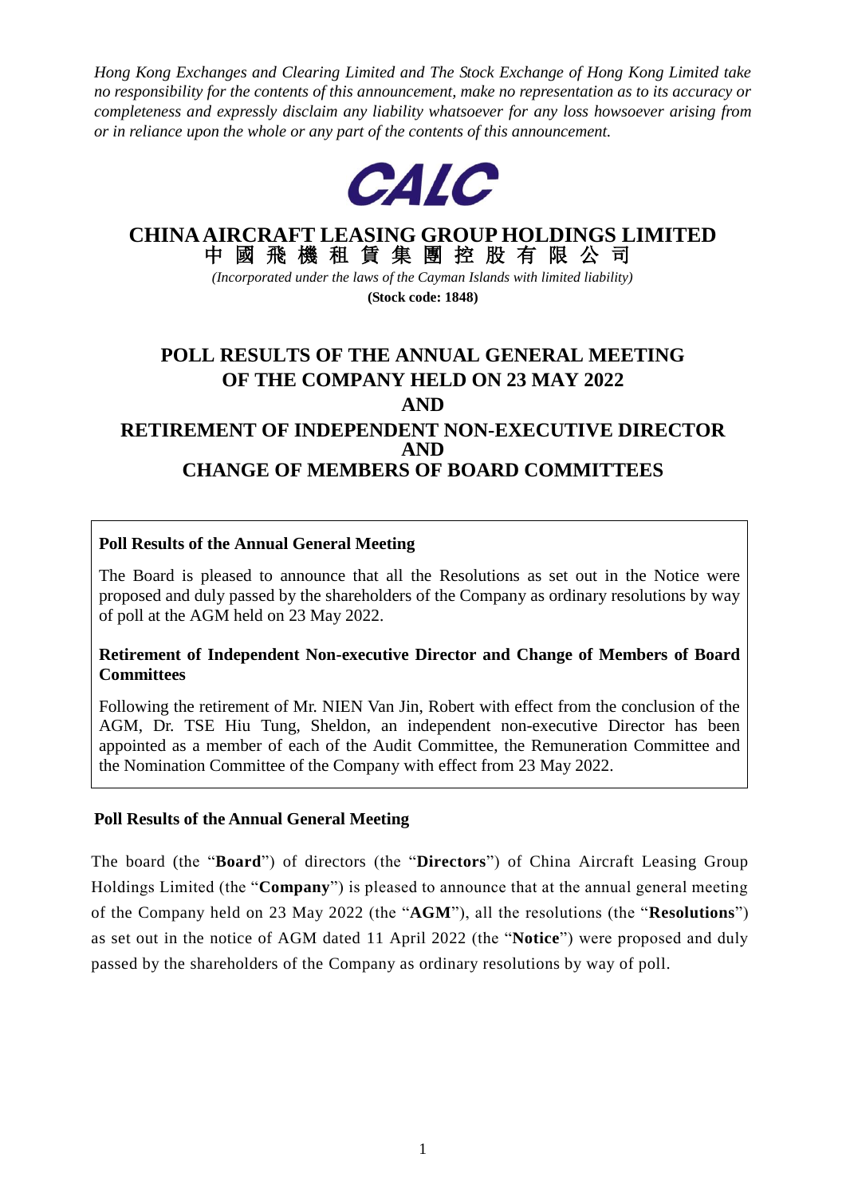*Hong Kong Exchanges and Clearing Limited and The Stock Exchange of Hong Kong Limited take no responsibility for the contents of this announcement, make no representation as to its accuracy or completeness and expressly disclaim any liability whatsoever for any loss howsoever arising from or in reliance upon the whole or any part of the contents of this announcement.*

CALC

# CHINA AIRCRAFT LEASING GROUP HOLDINGS LIMITED
# 中 國 飛 機 租 賃 集 團 控 股 有 限 公 司

*(Incorporated under the laws of the Cayman Islands with limited liability)*

**(Stock code: 1848)**

# POLL RESULTS OF THE ANNUAL GENERAL MEETING OF THE COMPANY HELD ON 23 MAY 2022 AND RETIREMENT OF INDEPENDENT NON-EXECUTIVE DIRECTOR AND CHANGE OF MEMBERS OF BOARD COMMITTEES

**Poll Results of the Annual General Meeting**

The Board is pleased to announce that all the Resolutions as set out in the Notice were proposed and duly passed by the shareholders of the Company as ordinary resolutions by way of poll at the AGM held on 23 May 2022.

**Retirement of Independent Non-executive Director and Change of Members of Board Committees**

Following the retirement of Mr. NIEN Van Jin, Robert with effect from the conclusion of the AGM, Dr. TSE Hiu Tung, Sheldon, an independent non-executive Director has been appointed as a member of each of the Audit Committee, the Remuneration Committee and the Nomination Committee of the Company with effect from 23 May 2022.

## Poll Results of the Annual General Meeting

The board (the "**Board**") of directors (the "**Directors**") of China Aircraft Leasing Group Holdings Limited (the "**Company**") is pleased to announce that at the annual general meeting of the Company held on 23 May 2022 (the "**AGM**"), all the resolutions (the "**Resolutions**") as set out in the notice of AGM dated 11 April 2022 (the "**Notice**") were proposed and duly passed by the shareholders of the Company as ordinary resolutions by way of poll.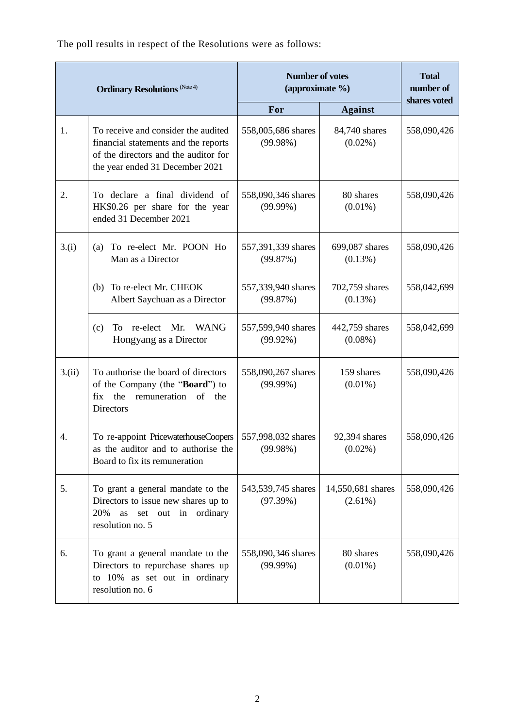The poll results in respect of the Resolutions were as follows:

| Ordinary Resolutions (Note 4) | | Number of votes (approximate %) | | Total number of shares voted |
|---|---|---|---|---|
| | | For | Against | |
| 1. | To receive and consider the audited financial statements and the reports of the directors and the auditor for the year ended 31 December 2021 | 558,005,686 shares (99.98%) | 84,740 shares (0.02%) | 558,090,426 |
| 2. | To declare a final dividend of HK$0.26 per share for the year ended 31 December 2021 | 558,090,346 shares (99.99%) | 80 shares (0.01%) | 558,090,426 |
| 3.(i) | (a) To re-elect Mr. POON Ho Man as a Director | 557,391,339 shares (99.87%) | 699,087 shares (0.13%) | 558,090,426 |
| | (b) To re-elect Mr. CHEOK Albert Saychuan as a Director | 557,339,940 shares (99.87%) | 702,759 shares (0.13%) | 558,042,699 |
| | (c) To re-elect Mr. WANG Hongyang as a Director | 557,599,940 shares (99.92%) | 442,759 shares (0.08%) | 558,042,699 |
| 3.(ii) | To authorise the board of directors of the Company (the "**Board**") to fix the remuneration of the Directors | 558,090,267 shares (99.99%) | 159 shares (0.01%) | 558,090,426 |
| 4. | To re-appoint PricewaterhouseCoopers as the auditor and to authorise the Board to fix its remuneration | 557,998,032 shares (99.98%) | 92,394 shares (0.02%) | 558,090,426 |
| 5. | To grant a general mandate to the Directors to issue new shares up to 20% as set out in ordinary resolution no. 5 | 543,539,745 shares (97.39%) | 14,550,681 shares (2.61%) | 558,090,426 |
| 6. | To grant a general mandate to the Directors to repurchase shares up to 10% as set out in ordinary resolution no. 6 | 558,090,346 shares (99.99%) | 80 shares (0.01%) | 558,090,426 |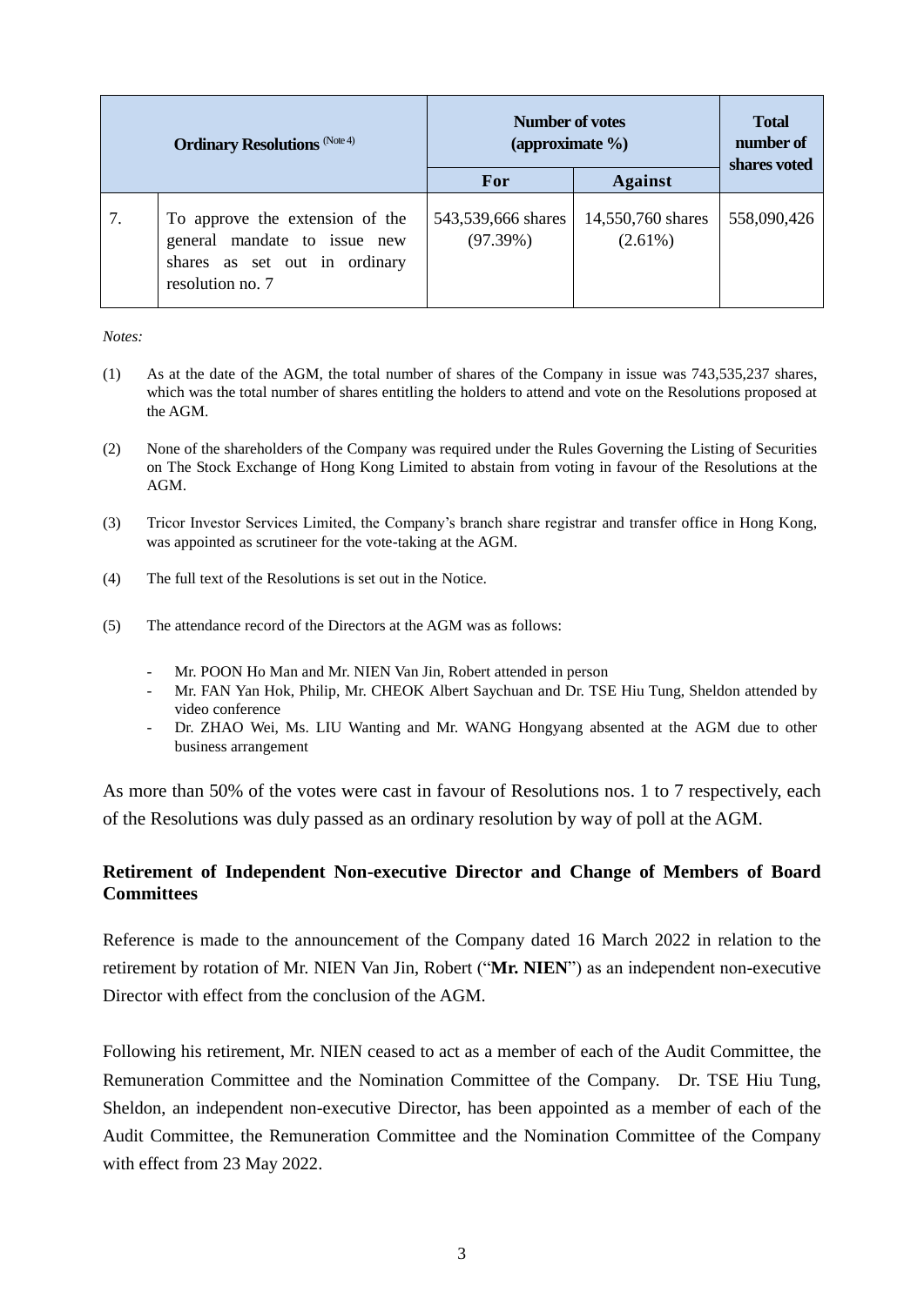| Ordinary Resolutions [Note 4] | | Number of votes (approximate %) | | Total number of shares voted |
|---|---|---|---|---|
| | | For | Against | |
| 7. | To approve the extension of the general mandate to issue new shares as set out in ordinary resolution no. 7 | 543,539,666 shares (97.39%) | 14,550,760 shares (2.61%) | 558,090,426 |

*Notes:*

(1) As at the date of the AGM, the total number of shares of the Company in issue was 743,535,237 shares, which was the total number of shares entitling the holders to attend and vote on the Resolutions proposed at the AGM.

(2) None of the shareholders of the Company was required under the Rules Governing the Listing of Securities on The Stock Exchange of Hong Kong Limited to abstain from voting in favour of the Resolutions at the AGM.

(3) Tricor Investor Services Limited, the Company's branch share registrar and transfer office in Hong Kong, was appointed as scrutineer for the vote-taking at the AGM.

(4) The full text of the Resolutions is set out in the Notice.

(5) The attendance record of the Directors at the AGM was as follows:

- Mr. POON Ho Man and Mr. NIEN Van Jin, Robert attended in person
- Mr. FAN Yan Hok, Philip, Mr. CHEOK Albert Saychuan and Dr. TSE Hiu Tung, Sheldon attended by video conference
- Dr. ZHAO Wei, Ms. LIU Wanting and Mr. WANG Hongyang absented at the AGM due to other business arrangement

As more than 50% of the votes were cast in favour of Resolutions nos. 1 to 7 respectively, each of the Resolutions was duly passed as an ordinary resolution by way of poll at the AGM.

## Retirement of Independent Non-executive Director and Change of Members of Board Committees

Reference is made to the announcement of the Company dated 16 March 2022 in relation to the retirement by rotation of Mr. NIEN Van Jin, Robert ("**Mr. NIEN**") as an independent non-executive Director with effect from the conclusion of the AGM.

Following his retirement, Mr. NIEN ceased to act as a member of each of the Audit Committee, the Remuneration Committee and the Nomination Committee of the Company. Dr. TSE Hiu Tung, Sheldon, an independent non-executive Director, has been appointed as a member of each of the Audit Committee, the Remuneration Committee and the Nomination Committee of the Company with effect from 23 May 2022.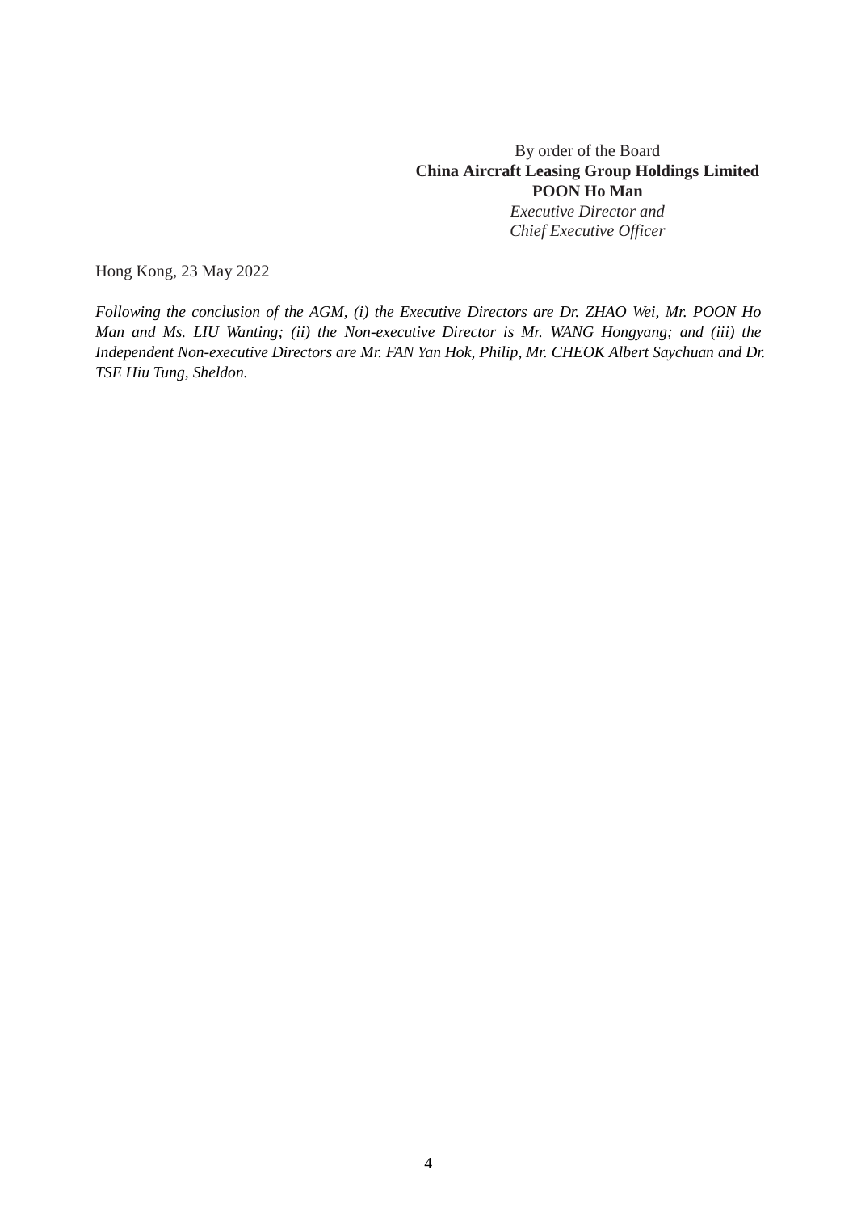By order of the Board
**China Aircraft Leasing Group Holdings Limited**
**POON Ho Man**
*Executive Director and*
*Chief Executive Officer*

Hong Kong, 23 May 2022

*Following the conclusion of the AGM, (i) the Executive Directors are Dr. ZHAO Wei, Mr. POON Ho Man and Ms. LIU Wanting; (ii) the Non-executive Director is Mr. WANG Hongyang; and (iii) the Independent Non-executive Directors are Mr. FAN Yan Hok, Philip, Mr. CHEOK Albert Saychuan and Dr. TSE Hiu Tung, Sheldon.*